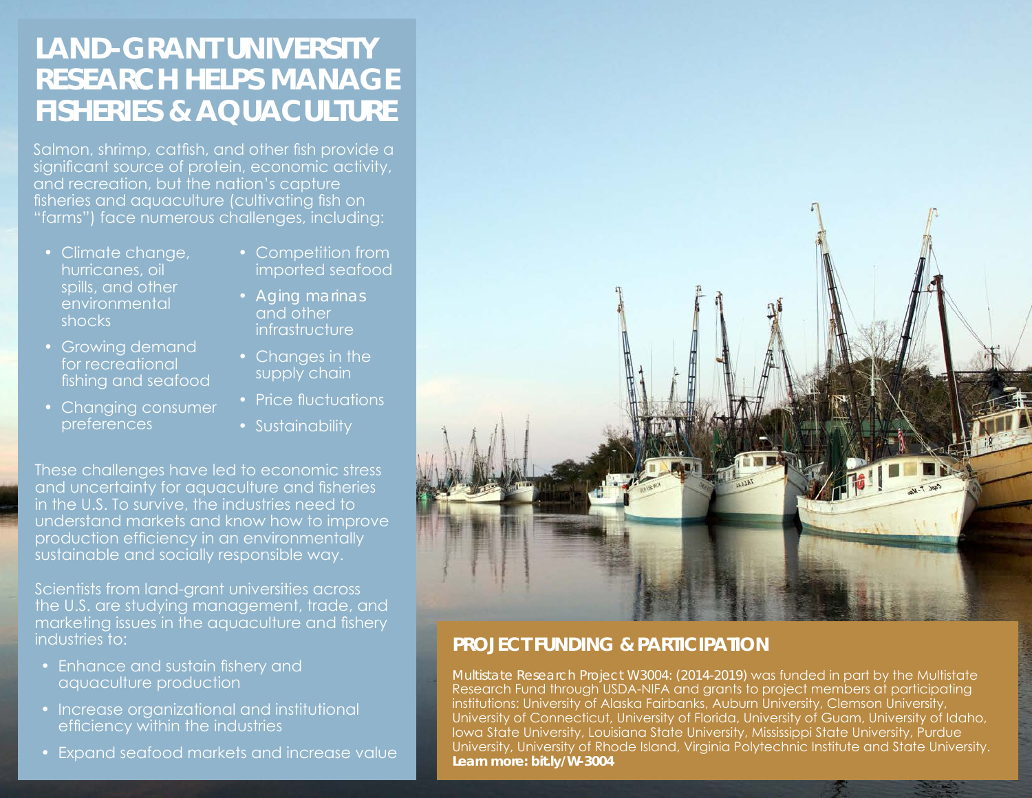# LAND-GRANT UNIVERSITY RESEARCH HELPS MANAGE FISHERIES & AQUACULTURE

Salmon, shrimp, catfish, and other fish provide a significant source of protein, economic activity, and recreation, but the nation's capture fisheries and aquaculture (cultivating fish on "farms") face numerous challenges, including:

- Climate change, hurricanes, oil spills, and other environmental shocks
- Growing demand for recreational fishing and seafood
- Changing consumer preferences
- Competition from imported seafood
- Aging marinas and other infrastructure
- Changes in the supply chain
- Price fluctuations
- Sustainability

These challenges have led to economic stress and uncertainty for aquaculture and fisheries in the U.S. To survive, the industries need to understand markets and know how to improve production efficiency in an environmentally sustainable and socially responsible way.

Scientists from land-grant universities across the U.S. are studying management, trade, and marketing issues in the aquaculture and fishery industries to:

- Enhance and sustain fishery and aquaculture production
- Increase organizational and institutional efficiency within the industries
- Expand seafood markets and increase value

## PROJECT FUNDING & PARTICIPATION

Multistate Research Project W3004: (2014-2019) was funded in part by the Multistate Research Fund through USDA-NIFA and grants to project members at participating institutions: University of Alaska Fairbanks, Auburn University, Clemson University, University of Connecticut, University of Florida, University of Guam, University of Idaho, Iowa State University, Louisiana State University, Mississippi State University, Purdue University, University of Rhode Island, Virginia Polytechnic Institute and State University. **Learn more: bit.ly/W-3004**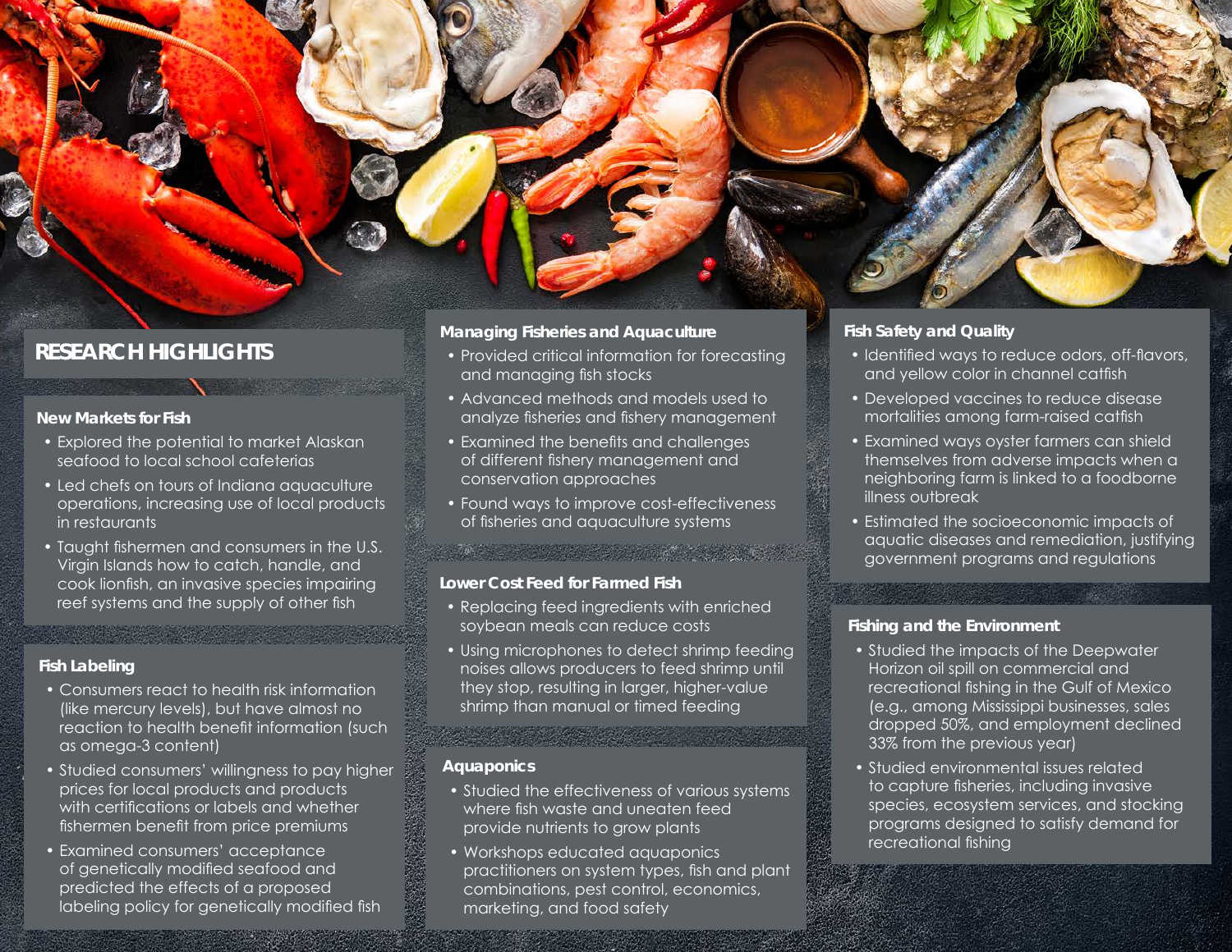# RESEARCH HIGHLIGHTS

## New Markets for Fish

- Explored the potential to market Alaskan seafood to local school cafeterias
- Led chefs on tours of Indiana aquaculture operations, increasing use of local products in restaurants
- Taught fishermen and consumers in the U.S. Virgin Islands how to catch, handle, and cook lionfish, an invasive species impairing reef systems and the supply of other fish

## Fish Labeling

- Consumers react to health risk information (like mercury levels), but have almost no reaction to health benefit information (such as omega-3 content)
- Studied consumers' willingness to pay higher prices for local products and products with certifications or labels and whether fishermen benefit from price premiums
- Examined consumers' acceptance of genetically modified seafood and predicted the effects of a proposed labeling policy for genetically modified fish

## Managing Fisheries and Aquaculture

- Provided critical information for forecasting and managing fish stocks
- Advanced methods and models used to analyze fisheries and fishery management
- Examined the benefits and challenges of different fishery management and conservation approaches
- Found ways to improve cost-effectiveness of fisheries and aquaculture systems

## Lower Cost Feed for Farmed Fish

- Replacing feed ingredients with enriched soybean meals can reduce costs
- Using microphones to detect shrimp feeding noises allows producers to feed shrimp until they stop, resulting in larger, higher-value shrimp than manual or timed feeding

## Aquaponics

- Studied the effectiveness of various systems where fish waste and uneaten feed provide nutrients to grow plants
- Workshops educated aquaponics practitioners on system types, fish and plant combinations, pest control, economics, marketing, and food safety

## Fish Safety and Quality

- Identified ways to reduce odors, off-flavors, and yellow color in channel catfish
- Developed vaccines to reduce disease mortalities among farm-raised catfish
- Examined ways oyster farmers can shield themselves from adverse impacts when a neighboring farm is linked to a foodborne illness outbreak
- Estimated the socioeconomic impacts of aquatic diseases and remediation, justifying government programs and regulations

## Fishing and the Environment

- Studied the impacts of the Deepwater Horizon oil spill on commercial and recreational fishing in the Gulf of Mexico (e.g., among Mississippi businesses, sales dropped 50%, and employment declined 33% from the previous year)
- Studied environmental issues related to capture fisheries, including invasive species, ecosystem services, and stocking programs designed to satisfy demand for recreational fishing